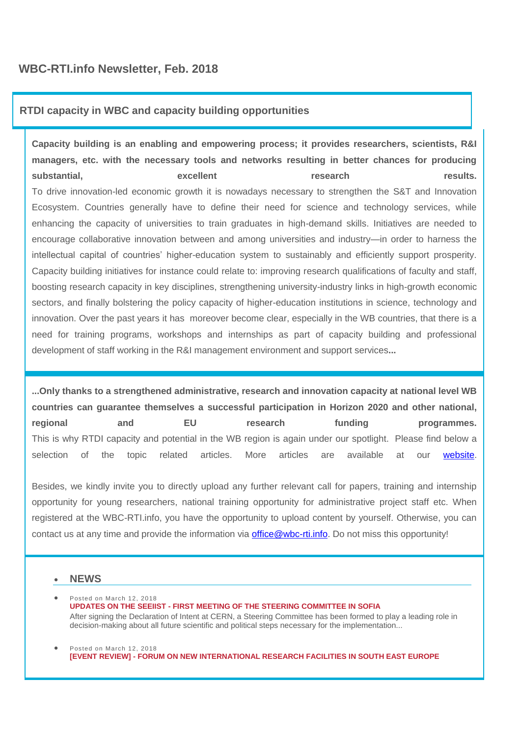# WBC-RTI.info Newsletter, Feb. 2018

## RTDI capacity in WBC and capacity building opportunities

**Capacity building is an enabling and empowering process; it provides researchers, scientists, R&I managers, etc. with the necessary tools and networks resulting in better chances for producing substantial, excellent research results.**
To drive innovation-led economic growth it is nowadays necessary to strengthen the S&T and Innovation Ecosystem. Countries generally have to define their need for science and technology services, while enhancing the capacity of universities to train graduates in high-demand skills. Initiatives are needed to encourage collaborative innovation between and among universities and industry—in order to harness the intellectual capital of countries' higher-education system to sustainably and efficiently support prosperity. Capacity building initiatives for instance could relate to: improving research qualifications of faculty and staff, boosting research capacity in key disciplines, strengthening university-industry links in high-growth economic sectors, and finally bolstering the policy capacity of higher-education institutions in science, technology and innovation. Over the past years it has moreover become clear, especially in the WB countries, that there is a need for training programs, workshops and internships as part of capacity building and professional development of staff working in the R&I management environment and support services**...**

**...Only thanks to a strengthened administrative, research and innovation capacity at national level WB countries can guarantee themselves a successful participation in Horizon 2020 and other national, regional and EU research funding programmes.**
This is why RTDI capacity and potential in the WB region is again under our spotlight. Please find below a selection of the topic related articles. More articles are available at our website.

Besides, we kindly invite you to directly upload any further relevant call for papers, training and internship opportunity for young researchers, national training opportunity for administrative project staff etc. When registered at the WBC-RTI.info, you have the opportunity to upload content by yourself. Otherwise, you can contact us at any time and provide the information via office@wbc-rti.info. Do not miss this opportunity!

- ### NEWS

- Posted on March 12, 2018
  **UPDATES ON THE SEEIIST - FIRST MEETING OF THE STEERING COMMITTEE IN SOFIA**
  After signing the Declaration of Intent at CERN, a Steering Committee has been formed to play a leading role in decision-making about all future scientific and political steps necessary for the implementation...

- Posted on March 12, 2018
  **[EVENT REVIEW] - FORUM ON NEW INTERNATIONAL RESEARCH FACILITIES IN SOUTH EAST EUROPE**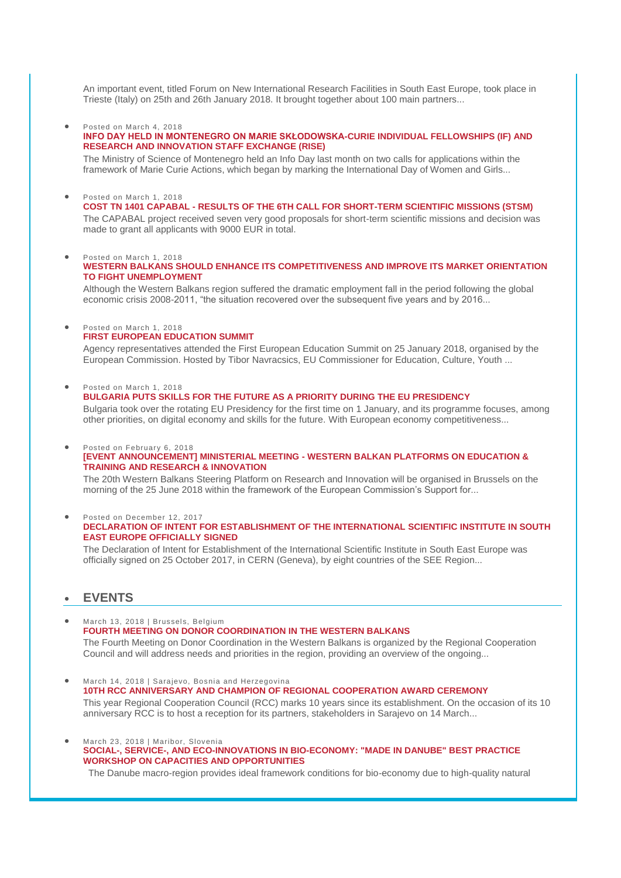An important event, titled Forum on New International Research Facilities in South East Europe, took place in Trieste (Italy) on 25th and 26th January 2018. It brought together about 100 main partners...

- Posted on March 4, 2018
  **INFO DAY HELD IN MONTENEGRO ON MARIE SKŁODOWSKA-CURIE INDIVIDUAL FELLOWSHIPS (IF) AND RESEARCH AND INNOVATION STAFF EXCHANGE (RISE)**
  The Ministry of Science of Montenegro held an Info Day last month on two calls for applications within the framework of Marie Curie Actions, which began by marking the International Day of Women and Girls...

- Posted on March 1, 2018
  **COST TN 1401 CAPABAL - RESULTS OF THE 6TH CALL FOR SHORT-TERM SCIENTIFIC MISSIONS (STSM)**
  The CAPABAL project received seven very good proposals for short-term scientific missions and decision was made to grant all applicants with 9000 EUR in total.

- Posted on March 1, 2018
  **WESTERN BALKANS SHOULD ENHANCE ITS COMPETITIVENESS AND IMPROVE ITS MARKET ORIENTATION TO FIGHT UNEMPLOYMENT**
  Although the Western Balkans region suffered the dramatic employment fall in the period following the global economic crisis 2008-2011, "the situation recovered over the subsequent five years and by 2016...

- Posted on March 1, 2018
  **FIRST EUROPEAN EDUCATION SUMMIT**
  Agency representatives attended the First European Education Summit on 25 January 2018, organised by the European Commission. Hosted by Tibor Navracsics, EU Commissioner for Education, Culture, Youth ...

- Posted on March 1, 2018
  **BULGARIA PUTS SKILLS FOR THE FUTURE AS A PRIORITY DURING THE EU PRESIDENCY**
  Bulgaria took over the rotating EU Presidency for the first time on 1 January, and its programme focuses, among other priorities, on digital economy and skills for the future. With European economy competitiveness...

- Posted on February 6, 2018
  **[EVENT ANNOUNCEMENT] MINISTERIAL MEETING - WESTERN BALKAN PLATFORMS ON EDUCATION & TRAINING AND RESEARCH & INNOVATION**
  The 20th Western Balkans Steering Platform on Research and Innovation will be organised in Brussels on the morning of the 25 June 2018 within the framework of the European Commission's Support for...

- Posted on December 12, 2017
  **DECLARATION OF INTENT FOR ESTABLISHMENT OF THE INTERNATIONAL SCIENTIFIC INSTITUTE IN SOUTH EAST EUROPE OFFICIALLY SIGNED**
  The Declaration of Intent for Establishment of the International Scientific Institute in South East Europe was officially signed on 25 October 2017, in CERN (Geneva), by eight countries of the SEE Region...

## EVENTS

- March 13, 2018 | Brussels, Belgium
  **FOURTH MEETING ON DONOR COORDINATION IN THE WESTERN BALKANS**
  The Fourth Meeting on Donor Coordination in the Western Balkans is organized by the Regional Cooperation Council and will address needs and priorities in the region, providing an overview of the ongoing...

- March 14, 2018 | Sarajevo, Bosnia and Herzegovina
  **10TH RCC ANNIVERSARY AND CHAMPION OF REGIONAL COOPERATION AWARD CEREMONY**
  This year Regional Cooperation Council (RCC) marks 10 years since its establishment. On the occasion of its 10 anniversary RCC is to host a reception for its partners, stakeholders in Sarajevo on 14 March...

- March 23, 2018 | Maribor, Slovenia
  **SOCIAL-, SERVICE-, AND ECO-INNOVATIONS IN BIO-ECONOMY: "MADE IN DANUBE" BEST PRACTICE WORKSHOP ON CAPACITIES AND OPPORTUNITIES**
  The Danube macro-region provides ideal framework conditions for bio-economy due to high-quality natural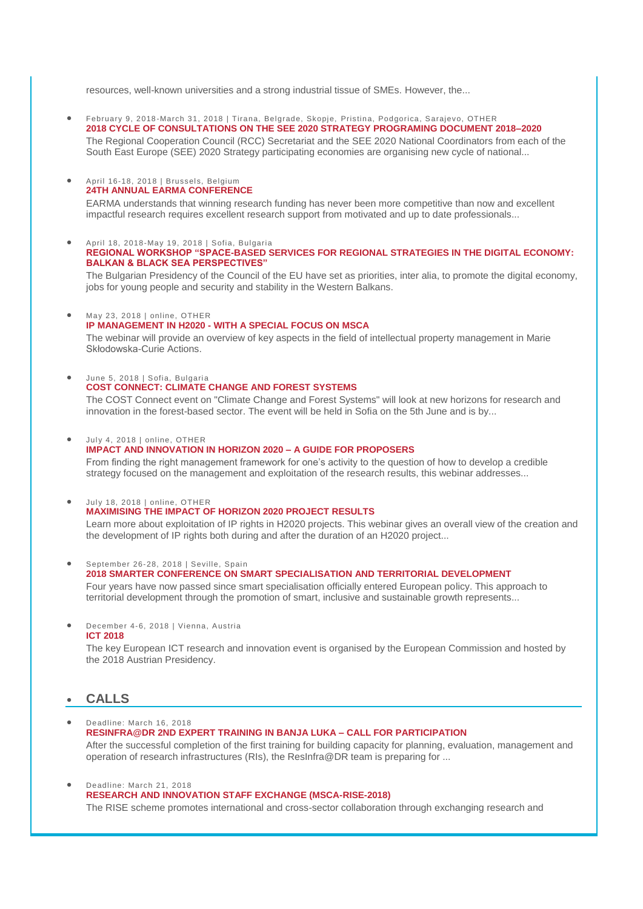resources, well-known universities and a strong industrial tissue of SMEs. However, the...

- February 9, 2018-March 31, 2018 | Tirana, Belgrade, Skopje, Pristina, Podgorica, Sarajevo, OTHER
  **2018 CYCLE OF CONSULTATIONS ON THE SEE 2020 STRATEGY PROGRAMING DOCUMENT 2018–2020**
  The Regional Cooperation Council (RCC) Secretariat and the SEE 2020 National Coordinators from each of the South East Europe (SEE) 2020 Strategy participating economies are organising new cycle of national...

- April 16-18, 2018 | Brussels, Belgium
  **24TH ANNUAL EARMA CONFERENCE**
  EARMA understands that winning research funding has never been more competitive than now and excellent impactful research requires excellent research support from motivated and up to date professionals...

- April 18, 2018-May 19, 2018 | Sofia, Bulgaria
  **REGIONAL WORKSHOP "SPACE-BASED SERVICES FOR REGIONAL STRATEGIES IN THE DIGITAL ECONOMY: BALKAN & BLACK SEA PERSPECTIVES"**
  The Bulgarian Presidency of the Council of the EU have set as priorities, inter alia, to promote the digital economy, jobs for young people and security and stability in the Western Balkans.

- May 23, 2018 | online, OTHER
  **IP MANAGEMENT IN H2020 - WITH A SPECIAL FOCUS ON MSCA**
  The webinar will provide an overview of key aspects in the field of intellectual property management in Marie Skłodowska-Curie Actions.

- June 5, 2018 | Sofia, Bulgaria
  **COST CONNECT: CLIMATE CHANGE AND FOREST SYSTEMS**
  The COST Connect event on "Climate Change and Forest Systems" will look at new horizons for research and innovation in the forest-based sector. The event will be held in Sofia on the 5th June and is by...

- July 4, 2018 | online, OTHER
  **IMPACT AND INNOVATION IN HORIZON 2020 – A GUIDE FOR PROPOSERS**
  From finding the right management framework for one's activity to the question of how to develop a credible strategy focused on the management and exploitation of the research results, this webinar addresses...

- July 18, 2018 | online, OTHER
  **MAXIMISING THE IMPACT OF HORIZON 2020 PROJECT RESULTS**
  Learn more about exploitation of IP rights in H2020 projects. This webinar gives an overall view of the creation and the development of IP rights both during and after the duration of an H2020 project...

- September 26-28, 2018 | Seville, Spain
  **2018 SMARTER CONFERENCE ON SMART SPECIALISATION AND TERRITORIAL DEVELOPMENT**
  Four years have now passed since smart specialisation officially entered European policy. This approach to territorial development through the promotion of smart, inclusive and sustainable growth represents...

- December 4-6, 2018 | Vienna, Austria
  **ICT 2018**
  The key European ICT research and innovation event is organised by the European Commission and hosted by the 2018 Austrian Presidency.

## CALLS

- Deadline: March 16, 2018
  **RESINFRA@DR 2ND EXPERT TRAINING IN BANJA LUKA – CALL FOR PARTICIPATION**
  After the successful completion of the first training for building capacity for planning, evaluation, management and operation of research infrastructures (RIs), the ResInfra@DR team is preparing for ...

- Deadline: March 21, 2018
  **RESEARCH AND INNOVATION STAFF EXCHANGE (MSCA-RISE-2018)**
  The RISE scheme promotes international and cross-sector collaboration through exchanging research and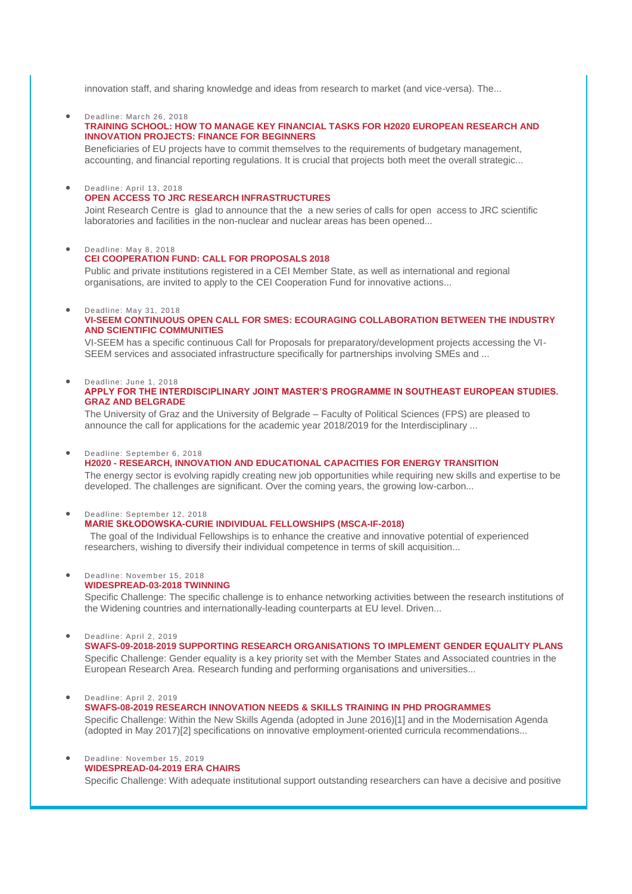innovation staff, and sharing knowledge and ideas from research to market (and vice-versa). The...

- Deadline: March 26, 2018
  **TRAINING SCHOOL: HOW TO MANAGE KEY FINANCIAL TASKS FOR H2020 EUROPEAN RESEARCH AND INNOVATION PROJECTS: FINANCE FOR BEGINNERS**
  Beneficiaries of EU projects have to commit themselves to the requirements of budgetary management, accounting, and financial reporting regulations. It is crucial that projects both meet the overall strategic...

- Deadline: April 13, 2018
  **OPEN ACCESS TO JRC RESEARCH INFRASTRUCTURES**
  Joint Research Centre is glad to announce that the a new series of calls for open access to JRC scientific laboratories and facilities in the non-nuclear and nuclear areas has been opened...

- Deadline: May 8, 2018
  **CEI COOPERATION FUND: CALL FOR PROPOSALS 2018**
  Public and private institutions registered in a CEI Member State, as well as international and regional organisations, are invited to apply to the CEI Cooperation Fund for innovative actions...

- Deadline: May 31, 2018
  **VI-SEEM CONTINUOUS OPEN CALL FOR SMES: ECOURAGING COLLABORATION BETWEEN THE INDUSTRY AND SCIENTIFIC COMMUNITIES**
  VI-SEEM has a specific continuous Call for Proposals for preparatory/development projects accessing the VI-SEEM services and associated infrastructure specifically for partnerships involving SMEs and ...

- Deadline: June 1, 2018
  **APPLY FOR THE INTERDISCIPLINARY JOINT MASTER'S PROGRAMME IN SOUTHEAST EUROPEAN STUDIES. GRAZ AND BELGRADE**
  The University of Graz and the University of Belgrade – Faculty of Political Sciences (FPS) are pleased to announce the call for applications for the academic year 2018/2019 for the Interdisciplinary ...

- Deadline: September 6, 2018
  **H2020 - RESEARCH, INNOVATION AND EDUCATIONAL CAPACITIES FOR ENERGY TRANSITION**
  The energy sector is evolving rapidly creating new job opportunities while requiring new skills and expertise to be developed. The challenges are significant. Over the coming years, the growing low-carbon...

- Deadline: September 12, 2018
  **MARIE SKŁODOWSKA-CURIE INDIVIDUAL FELLOWSHIPS (MSCA-IF-2018)**
  The goal of the Individual Fellowships is to enhance the creative and innovative potential of experienced researchers, wishing to diversify their individual competence in terms of skill acquisition...

- Deadline: November 15, 2018
  **WIDESPREAD-03-2018 TWINNING**
  Specific Challenge: The specific challenge is to enhance networking activities between the research institutions of the Widening countries and internationally-leading counterparts at EU level. Driven...

- Deadline: April 2, 2019
  **SWAFS-09-2018-2019 SUPPORTING RESEARCH ORGANISATIONS TO IMPLEMENT GENDER EQUALITY PLANS**
  Specific Challenge: Gender equality is a key priority set with the Member States and Associated countries in the European Research Area. Research funding and performing organisations and universities...

- Deadline: April 2, 2019
  **SWAFS-08-2019 RESEARCH INNOVATION NEEDS & SKILLS TRAINING IN PHD PROGRAMMES**
  Specific Challenge: Within the New Skills Agenda (adopted in June 2016)[1] and in the Modernisation Agenda (adopted in May 2017)[2] specifications on innovative employment-oriented curricula recommendations...

- Deadline: November 15, 2019
  **WIDESPREAD-04-2019 ERA CHAIRS**
  Specific Challenge: With adequate institutional support outstanding researchers can have a decisive and positive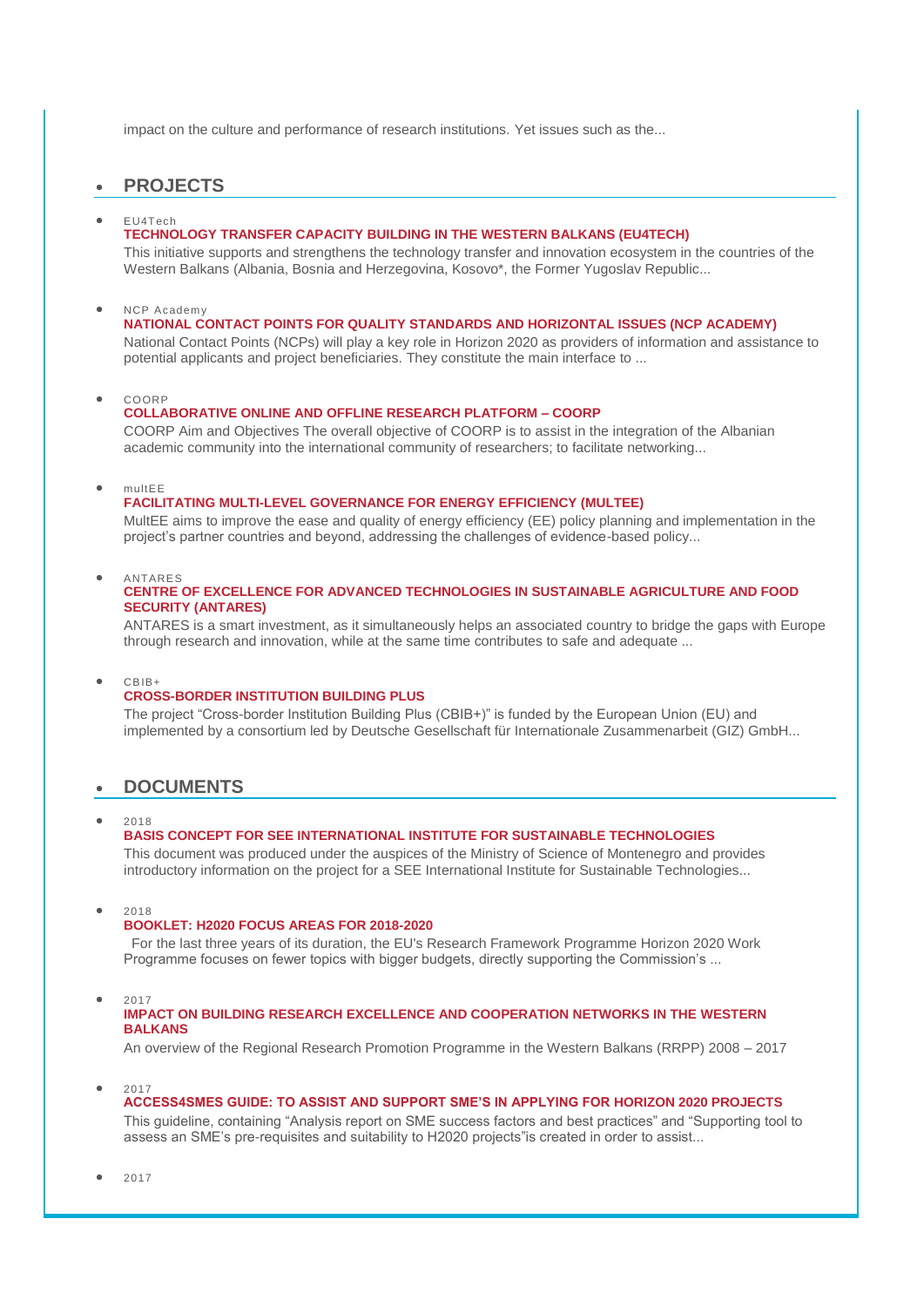impact on the culture and performance of research institutions. Yet issues such as the...

## PROJECTS

- EU4Tech
  **TECHNOLOGY TRANSFER CAPACITY BUILDING IN THE WESTERN BALKANS (EU4TECH)**
  This initiative supports and strengthens the technology transfer and innovation ecosystem in the countries of the Western Balkans (Albania, Bosnia and Herzegovina, Kosovo*, the Former Yugoslav Republic...

- NCP Academy
  **NATIONAL CONTACT POINTS FOR QUALITY STANDARDS AND HORIZONTAL ISSUES (NCP ACADEMY)**
  National Contact Points (NCPs) will play a key role in Horizon 2020 as providers of information and assistance to potential applicants and project beneficiaries. They constitute the main interface to ...

- COORP
  **COLLABORATIVE ONLINE AND OFFLINE RESEARCH PLATFORM – COORP**
  COORP Aim and Objectives The overall objective of COORP is to assist in the integration of the Albanian academic community into the international community of researchers; to facilitate networking...

- multEE
  **FACILITATING MULTI-LEVEL GOVERNANCE FOR ENERGY EFFICIENCY (MULTEE)**
  MultEE aims to improve the ease and quality of energy efficiency (EE) policy planning and implementation in the project's partner countries and beyond, addressing the challenges of evidence-based policy...

- ANTARES
  **CENTRE OF EXCELLENCE FOR ADVANCED TECHNOLOGIES IN SUSTAINABLE AGRICULTURE AND FOOD SECURITY (ANTARES)**
  ANTARES is a smart investment, as it simultaneously helps an associated country to bridge the gaps with Europe through research and innovation, while at the same time contributes to safe and adequate ...

- CBIB+
  **CROSS-BORDER INSTITUTION BUILDING PLUS**
  The project "Cross-border Institution Building Plus (CBIB+)" is funded by the European Union (EU) and implemented by a consortium led by Deutsche Gesellschaft für Internationale Zusammenarbeit (GIZ) GmbH...

## DOCUMENTS

- 2018
  **BASIS CONCEPT FOR SEE INTERNATIONAL INSTITUTE FOR SUSTAINABLE TECHNOLOGIES**
  This document was produced under the auspices of the Ministry of Science of Montenegro and provides introductory information on the project for a SEE International Institute for Sustainable Technologies...

- 2018
  **BOOKLET: H2020 FOCUS AREAS FOR 2018-2020**
  For the last three years of its duration, the EU's Research Framework Programme Horizon 2020 Work Programme focuses on fewer topics with bigger budgets, directly supporting the Commission's ...

- 2017
  **IMPACT ON BUILDING RESEARCH EXCELLENCE AND COOPERATION NETWORKS IN THE WESTERN BALKANS**
  An overview of the Regional Research Promotion Programme in the Western Balkans (RRPP) 2008 – 2017

- 2017
  **ACCESS4SMES GUIDE: TO ASSIST AND SUPPORT SME'S IN APPLYING FOR HORIZON 2020 PROJECTS**
  This guideline, containing "Analysis report on SME success factors and best practices" and "Supporting tool to assess an SME's pre-requisites and suitability to H2020 projects"is created in order to assist...

- 2017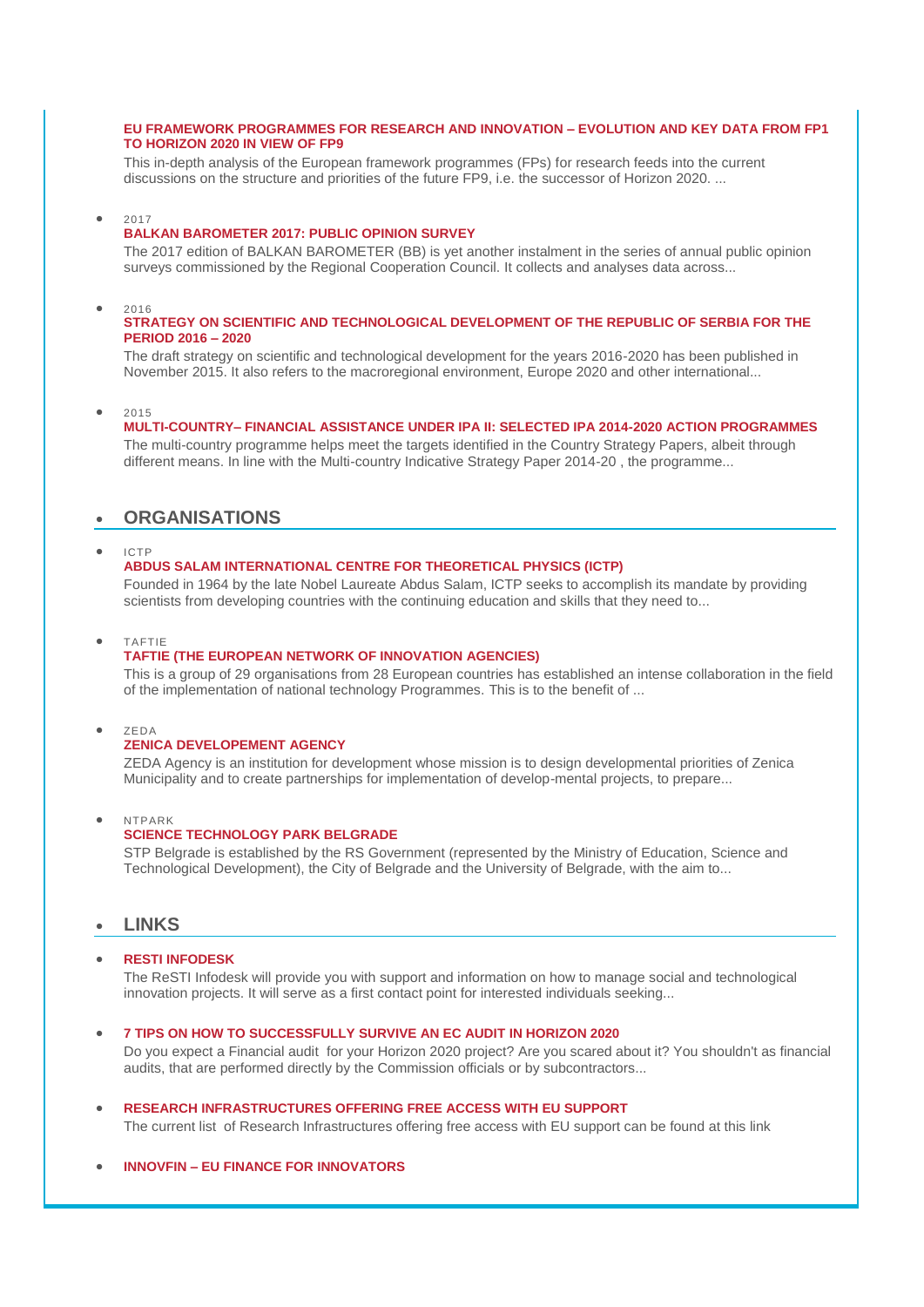**EU FRAMEWORK PROGRAMMES FOR RESEARCH AND INNOVATION – EVOLUTION AND KEY DATA FROM FP1 TO HORIZON 2020 IN VIEW OF FP9**

This in-depth analysis of the European framework programmes (FPs) for research feeds into the current discussions on the structure and priorities of the future FP9, i.e. the successor of Horizon 2020. ...

- 2017
  **BALKAN BAROMETER 2017: PUBLIC OPINION SURVEY**
  The 2017 edition of BALKAN BAROMETER (BB) is yet another instalment in the series of annual public opinion surveys commissioned by the Regional Cooperation Council. It collects and analyses data across...

- 2016
  **STRATEGY ON SCIENTIFIC AND TECHNOLOGICAL DEVELOPMENT OF THE REPUBLIC OF SERBIA FOR THE PERIOD 2016 – 2020**
  The draft strategy on scientific and technological development for the years 2016-2020 has been published in November 2015. It also refers to the macroregional environment, Europe 2020 and other international...

- 2015
  **MULTI-COUNTRY– FINANCIAL ASSISTANCE UNDER IPA II: SELECTED IPA 2014-2020 ACTION PROGRAMMES**
  The multi-country programme helps meet the targets identified in the Country Strategy Papers, albeit through different means. In line with the Multi-country Indicative Strategy Paper 2014-20 , the programme...

## ORGANISATIONS

- ICTP
  **ABDUS SALAM INTERNATIONAL CENTRE FOR THEORETICAL PHYSICS (ICTP)**
  Founded in 1964 by the late Nobel Laureate Abdus Salam, ICTP seeks to accomplish its mandate by providing scientists from developing countries with the continuing education and skills that they need to...

- TAFTIE
  **TAFTIE (THE EUROPEAN NETWORK OF INNOVATION AGENCIES)**
  This is a group of 29 organisations from 28 European countries has established an intense collaboration in the field of the implementation of national technology Programmes. This is to the benefit of ...

- ZEDA
  **ZENICA DEVELOPEMENT AGENCY**
  ZEDA Agency is an institution for development whose mission is to design developmental priorities of Zenica Municipality and to create partnerships for implementation of develop-mental projects, to prepare...

- NTPARK
  **SCIENCE TECHNOLOGY PARK BELGRADE**
  STP Belgrade is established by the RS Government (represented by the Ministry of Education, Science and Technological Development), the City of Belgrade and the University of Belgrade, with the aim to...

## LINKS

- **RESTI INFODESK**
  The ReSTI Infodesk will provide you with support and information on how to manage social and technological innovation projects. It will serve as a first contact point for interested individuals seeking...

- **7 TIPS ON HOW TO SUCCESSFULLY SURVIVE AN EC AUDIT IN HORIZON 2020**
  Do you expect a Financial audit for your Horizon 2020 project? Are you scared about it? You shouldn't as financial audits, that are performed directly by the Commission officials or by subcontractors...

- **RESEARCH INFRASTRUCTURES OFFERING FREE ACCESS WITH EU SUPPORT**
  The current list of Research Infrastructures offering free access with EU support can be found at this link

- **INNOVFIN – EU FINANCE FOR INNOVATORS**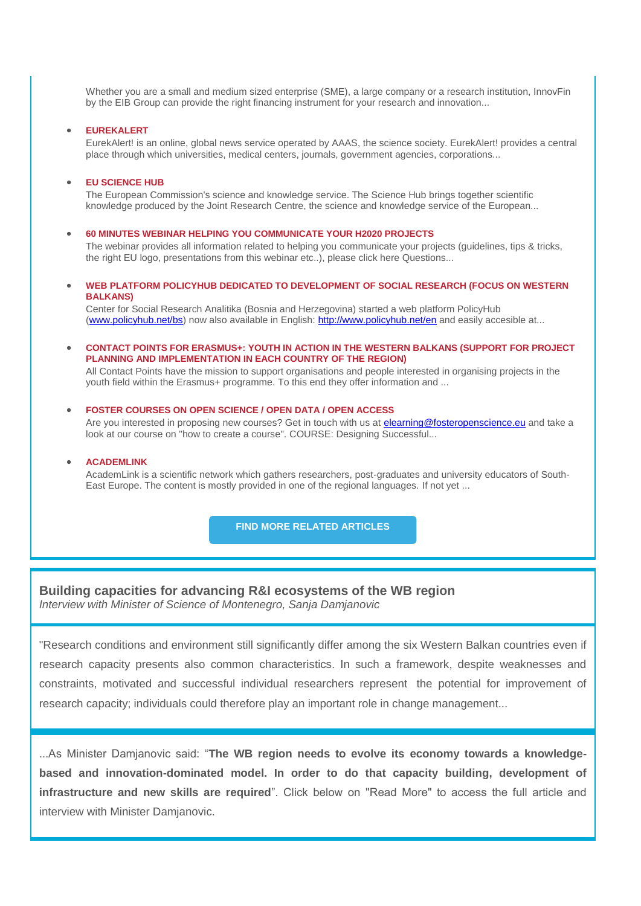Whether you are a small and medium sized enterprise (SME), a large company or a research institution, InnovFin by the EIB Group can provide the right financing instrument for your research and innovation...

- **EUREKALERT**
  EurekAlert! is an online, global news service operated by AAAS, the science society. EurekAlert! provides a central place through which universities, medical centers, journals, government agencies, corporations...

- **EU SCIENCE HUB**
  The European Commission's science and knowledge service. The Science Hub brings together scientific knowledge produced by the Joint Research Centre, the science and knowledge service of the European...

- **60 MINUTES WEBINAR HELPING YOU COMMUNICATE YOUR H2020 PROJECTS**
  The webinar provides all information related to helping you communicate your projects (guidelines, tips & tricks, the right EU logo, presentations from this webinar etc..), please click here Questions...

- **WEB PLATFORM POLICYHUB DEDICATED TO DEVELOPMENT OF SOCIAL RESEARCH (FOCUS ON WESTERN BALKANS)**
  Center for Social Research Analitika (Bosnia and Herzegovina) started a web platform PolicyHub (www.policyhub.net/bs) now also available in English: http://www.policyhub.net/en and easily accesible at...

- **CONTACT POINTS FOR ERASMUS+: YOUTH IN ACTION IN THE WESTERN BALKANS (SUPPORT FOR PROJECT PLANNING AND IMPLEMENTATION IN EACH COUNTRY OF THE REGION)**
  All Contact Points have the mission to support organisations and people interested in organising projects in the youth field within the Erasmus+ programme. To this end they offer information and ...

- **FOSTER COURSES ON OPEN SCIENCE / OPEN DATA / OPEN ACCESS**
  Are you interested in proposing new courses? Get in touch with us at elearning@fosteropenscience.eu and take a look at our course on "how to create a course". COURSE: Designing Successful...

- **ACADEMLINK**
  AcademLink is a scientific network which gathers researchers, post-graduates and university educators of South-East Europe. The content is mostly provided in one of the regional languages. If not yet ...

**FIND MORE RELATED ARTICLES**

## Building capacities for advancing R&I ecosystems of the WB region

*Interview with Minister of Science of Montenegro, Sanja Damjanovic*

"Research conditions and environment still significantly differ among the six Western Balkan countries even if research capacity presents also common characteristics. In such a framework, despite weaknesses and constraints, motivated and successful individual researchers represent the potential for improvement of research capacity; individuals could therefore play an important role in change management...

...As Minister Damjanovic said: "**The WB region needs to evolve its economy towards a knowledge-based and innovation-dominated model. In order to do that capacity building, development of infrastructure and new skills are required**". Click below on "Read More" to access the full article and interview with Minister Damjanovic.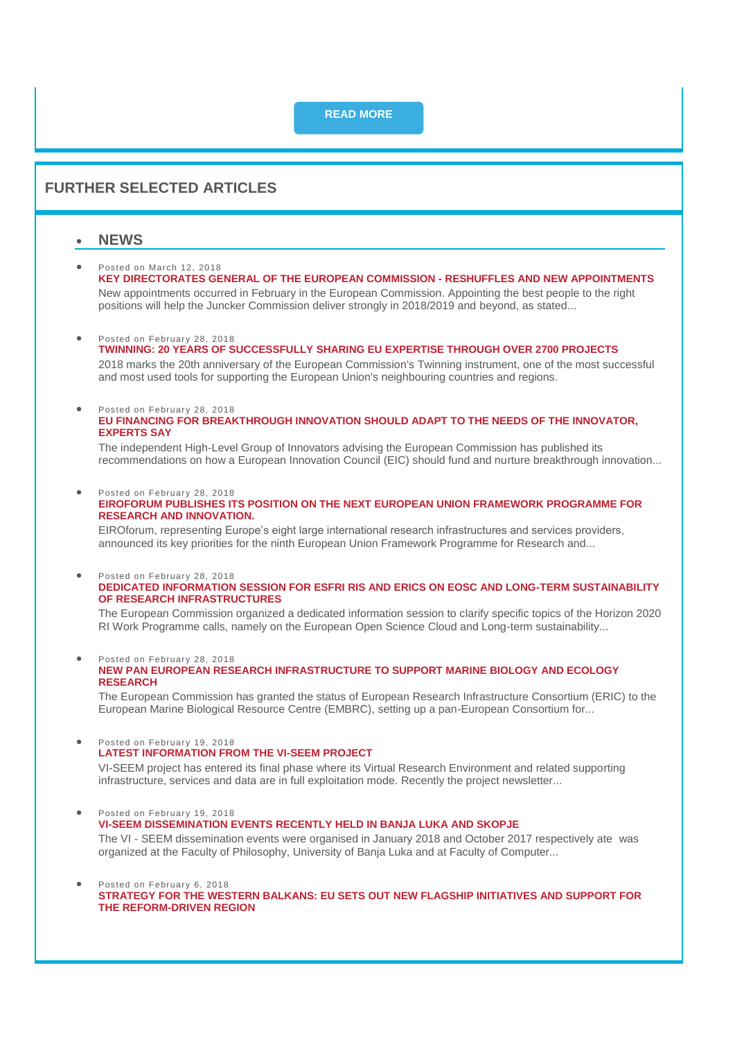READ MORE

## FURTHER SELECTED ARTICLES

- ### NEWS

- Posted on March 12, 2018
  **KEY DIRECTORATES GENERAL OF THE EUROPEAN COMMISSION - RESHUFFLES AND NEW APPOINTMENTS**
  New appointments occurred in February in the European Commission. Appointing the best people to the right positions will help the Juncker Commission deliver strongly in 2018/2019 and beyond, as stated...

- Posted on February 28, 2018
  **TWINNING: 20 YEARS OF SUCCESSFULLY SHARING EU EXPERTISE THROUGH OVER 2700 PROJECTS**
  2018 marks the 20th anniversary of the European Commission's Twinning instrument, one of the most successful and most used tools for supporting the European Union's neighbouring countries and regions.

- Posted on February 28, 2018
  **EU FINANCING FOR BREAKTHROUGH INNOVATION SHOULD ADAPT TO THE NEEDS OF THE INNOVATOR, EXPERTS SAY**
  The independent High-Level Group of Innovators advising the European Commission has published its recommendations on how a European Innovation Council (EIC) should fund and nurture breakthrough innovation...

- Posted on February 28, 2018
  **EIROFORUM PUBLISHES ITS POSITION ON THE NEXT EUROPEAN UNION FRAMEWORK PROGRAMME FOR RESEARCH AND INNOVATION.**
  EIROforum, representing Europe's eight large international research infrastructures and services providers, announced its key priorities for the ninth European Union Framework Programme for Research and...

- Posted on February 28, 2018
  **DEDICATED INFORMATION SESSION FOR ESFRI RIS AND ERICS ON EOSC AND LONG-TERM SUSTAINABILITY OF RESEARCH INFRASTRUCTURES**
  The European Commission organized a dedicated information session to clarify specific topics of the Horizon 2020 RI Work Programme calls, namely on the European Open Science Cloud and Long-term sustainability...

- Posted on February 28, 2018
  **NEW PAN EUROPEAN RESEARCH INFRASTRUCTURE TO SUPPORT MARINE BIOLOGY AND ECOLOGY RESEARCH**
  The European Commission has granted the status of European Research Infrastructure Consortium (ERIC) to the European Marine Biological Resource Centre (EMBRC), setting up a pan-European Consortium for...

- Posted on February 19, 2018
  **LATEST INFORMATION FROM THE VI-SEEM PROJECT**
  VI-SEEM project has entered its final phase where its Virtual Research Environment and related supporting infrastructure, services and data are in full exploitation mode. Recently the project newsletter...

- Posted on February 19, 2018
  **VI-SEEM DISSEMINATION EVENTS RECENTLY HELD IN BANJA LUKA AND SKOPJE**
  The VI - SEEM dissemination events were organised in January 2018 and October 2017 respectively ate was organized at the Faculty of Philosophy, University of Banja Luka and at Faculty of Computer...

- Posted on February 6, 2018
  **STRATEGY FOR THE WESTERN BALKANS: EU SETS OUT NEW FLAGSHIP INITIATIVES AND SUPPORT FOR THE REFORM-DRIVEN REGION**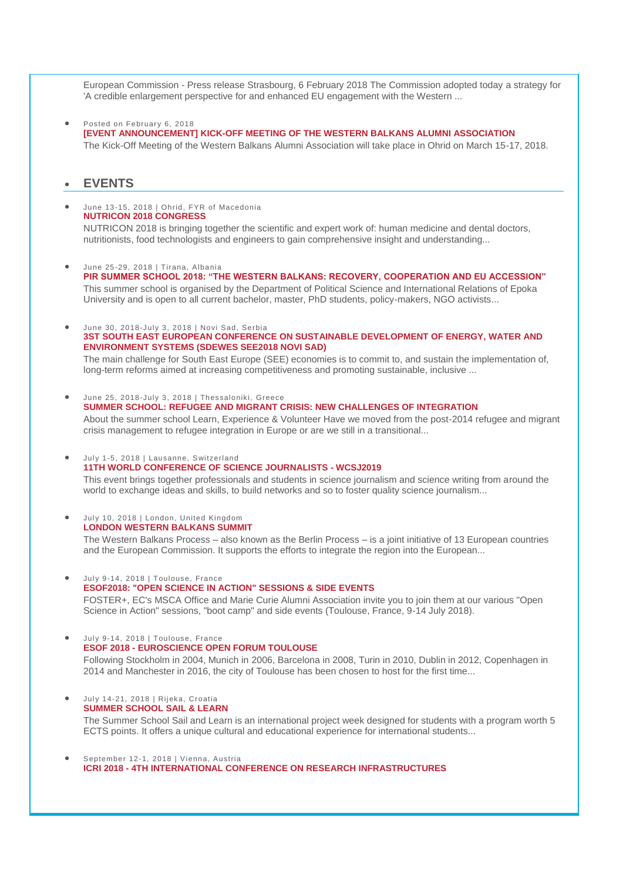European Commission - Press release Strasbourg, 6 February 2018 The Commission adopted today a strategy for 'A credible enlargement perspective for and enhanced EU engagement with the Western ...

- Posted on February 6, 2018
  **[EVENT ANNOUNCEMENT] KICK-OFF MEETING OF THE WESTERN BALKANS ALUMNI ASSOCIATION**
  The Kick-Off Meeting of the Western Balkans Alumni Association will take place in Ohrid on March 15-17, 2018.

## EVENTS

- June 13-15, 2018 | Ohrid, FYR of Macedonia
  **NUTRICON 2018 CONGRESS**
  NUTRICON 2018 is bringing together the scientific and expert work of: human medicine and dental doctors, nutritionists, food technologists and engineers to gain comprehensive insight and understanding...

- June 25-29, 2018 | Tirana, Albania
  **PIR SUMMER SCHOOL 2018: "THE WESTERN BALKANS: RECOVERY, COOPERATION AND EU ACCESSION"**
  This summer school is organised by the Department of Political Science and International Relations of Epoka University and is open to all current bachelor, master, PhD students, policy-makers, NGO activists...

- June 30, 2018-July 3, 2018 | Novi Sad, Serbia
  **3ST SOUTH EAST EUROPEAN CONFERENCE ON SUSTAINABLE DEVELOPMENT OF ENERGY, WATER AND ENVIRONMENT SYSTEMS (SDEWES SEE2018 NOVI SAD)**
  The main challenge for South East Europe (SEE) economies is to commit to, and sustain the implementation of, long-term reforms aimed at increasing competitiveness and promoting sustainable, inclusive ...

- June 25, 2018-July 3, 2018 | Thessaloniki, Greece
  **SUMMER SCHOOL: REFUGEE AND MIGRANT CRISIS: NEW CHALLENGES OF INTEGRATION**
  About the summer school Learn, Experience & Volunteer Have we moved from the post-2014 refugee and migrant crisis management to refugee integration in Europe or are we still in a transitional...

- July 1-5, 2018 | Lausanne, Switzerland
  **11TH WORLD CONFERENCE OF SCIENCE JOURNALISTS - WCSJ2019**
  This event brings together professionals and students in science journalism and science writing from around the world to exchange ideas and skills, to build networks and so to foster quality science journalism...

- July 10, 2018 | London, United Kingdom
  **LONDON WESTERN BALKANS SUMMIT**
  The Western Balkans Process – also known as the Berlin Process – is a joint initiative of 13 European countries and the European Commission. It supports the efforts to integrate the region into the European...

- July 9-14, 2018 | Toulouse, France
  **ESOF2018: "OPEN SCIENCE IN ACTION" SESSIONS & SIDE EVENTS**
  FOSTER+, EC's MSCA Office and Marie Curie Alumni Association invite you to join them at our various "Open Science in Action" sessions, "boot camp" and side events (Toulouse, France, 9-14 July 2018).

- July 9-14, 2018 | Toulouse, France
  **ESOF 2018 - EUROSCIENCE OPEN FORUM TOULOUSE**
  Following Stockholm in 2004, Munich in 2006, Barcelona in 2008, Turin in 2010, Dublin in 2012, Copenhagen in 2014 and Manchester in 2016, the city of Toulouse has been chosen to host for the first time...

- July 14-21, 2018 | Rijeka, Croatia
  **SUMMER SCHOOL SAIL & LEARN**
  The Summer School Sail and Learn is an international project week designed for students with a program worth 5 ECTS points. It offers a unique cultural and educational experience for international students...

- September 12-1, 2018 | Vienna, Austria
  **ICRI 2018 - 4TH INTERNATIONAL CONFERENCE ON RESEARCH INFRASTRUCTURES**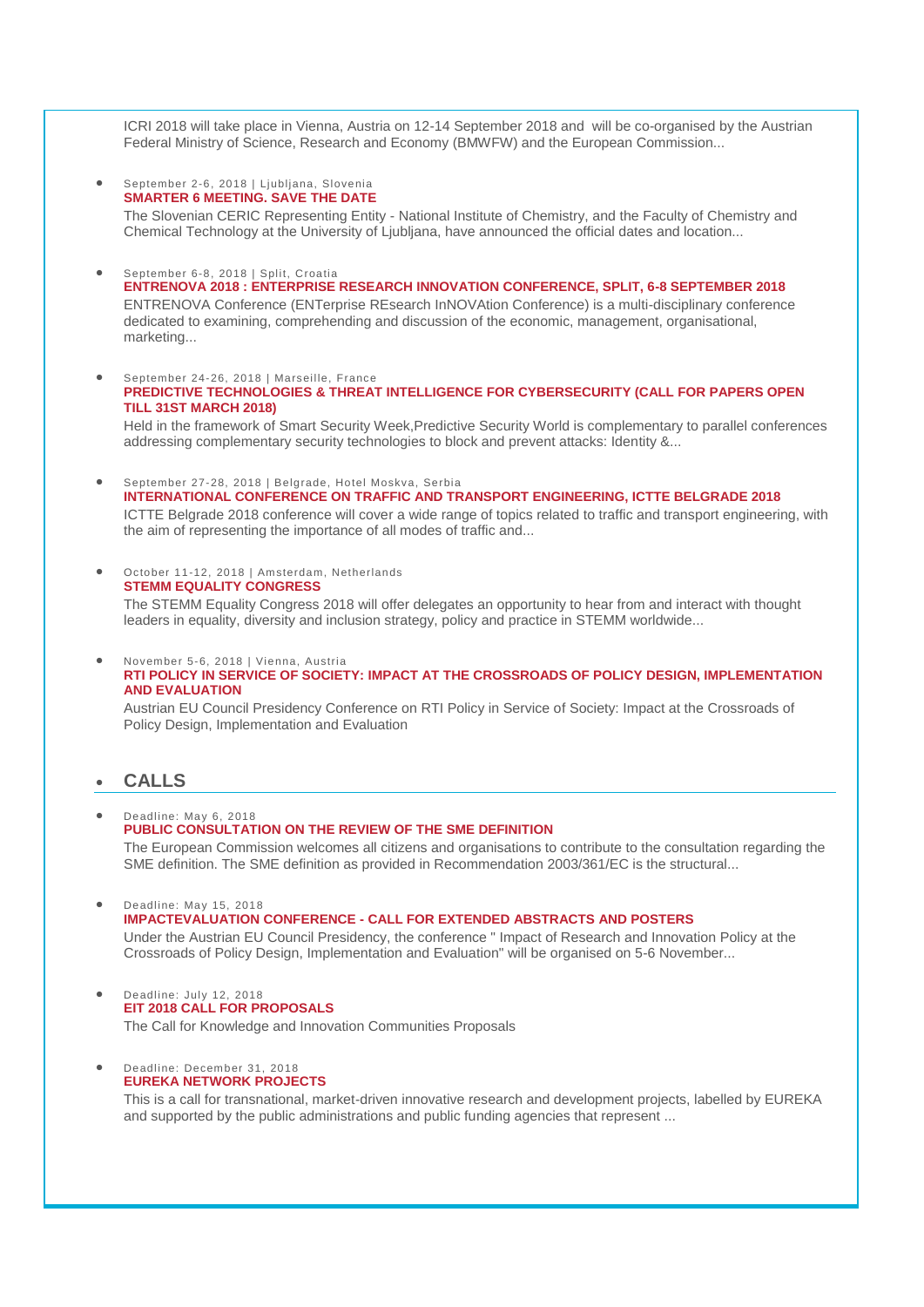ICRI 2018 will take place in Vienna, Austria on 12-14 September 2018 and will be co-organised by the Austrian Federal Ministry of Science, Research and Economy (BMWFW) and the European Commission...

- September 2-6, 2018 | Ljubljana, Slovenia
  **SMARTER 6 MEETING. SAVE THE DATE**
  The Slovenian CERIC Representing Entity - National Institute of Chemistry, and the Faculty of Chemistry and Chemical Technology at the University of Ljubljana, have announced the official dates and location...

- September 6-8, 2018 | Split, Croatia
  **ENTRENOVA 2018 : ENTERPRISE RESEARCH INNOVATION CONFERENCE, SPLIT, 6-8 SEPTEMBER 2018**
  ENTRENOVA Conference (ENTerprise REsearch InNOVAtion Conference) is a multi-disciplinary conference dedicated to examining, comprehending and discussion of the economic, management, organisational, marketing...

- September 24-26, 2018 | Marseille, France
  **PREDICTIVE TECHNOLOGIES & THREAT INTELLIGENCE FOR CYBERSECURITY (CALL FOR PAPERS OPEN TILL 31ST MARCH 2018)**
  Held in the framework of Smart Security Week,Predictive Security World is complementary to parallel conferences addressing complementary security technologies to block and prevent attacks: Identity &...

- September 27-28, 2018 | Belgrade, Hotel Moskva, Serbia
  **INTERNATIONAL CONFERENCE ON TRAFFIC AND TRANSPORT ENGINEERING, ICTTE BELGRADE 2018**
  ICTTE Belgrade 2018 conference will cover a wide range of topics related to traffic and transport engineering, with the aim of representing the importance of all modes of traffic and...

- October 11-12, 2018 | Amsterdam, Netherlands
  **STEMM EQUALITY CONGRESS**
  The STEMM Equality Congress 2018 will offer delegates an opportunity to hear from and interact with thought leaders in equality, diversity and inclusion strategy, policy and practice in STEMM worldwide...

- November 5-6, 2018 | Vienna, Austria
  **RTI POLICY IN SERVICE OF SOCIETY: IMPACT AT THE CROSSROADS OF POLICY DESIGN, IMPLEMENTATION AND EVALUATION**
  Austrian EU Council Presidency Conference on RTI Policy in Service of Society: Impact at the Crossroads of Policy Design, Implementation and Evaluation

## CALLS

- Deadline: May 6, 2018
  **PUBLIC CONSULTATION ON THE REVIEW OF THE SME DEFINITION**
  The European Commission welcomes all citizens and organisations to contribute to the consultation regarding the SME definition. The SME definition as provided in Recommendation 2003/361/EC is the structural...

- Deadline: May 15, 2018
  **IMPACTEVALUATION CONFERENCE - CALL FOR EXTENDED ABSTRACTS AND POSTERS**
  Under the Austrian EU Council Presidency, the conference " Impact of Research and Innovation Policy at the Crossroads of Policy Design, Implementation and Evaluation" will be organised on 5-6 November...

- Deadline: July 12, 2018
  **EIT 2018 CALL FOR PROPOSALS**
  The Call for Knowledge and Innovation Communities Proposals

- Deadline: December 31, 2018
  **EUREKA NETWORK PROJECTS**
  This is a call for transnational, market-driven innovative research and development projects, labelled by EUREKA and supported by the public administrations and public funding agencies that represent ...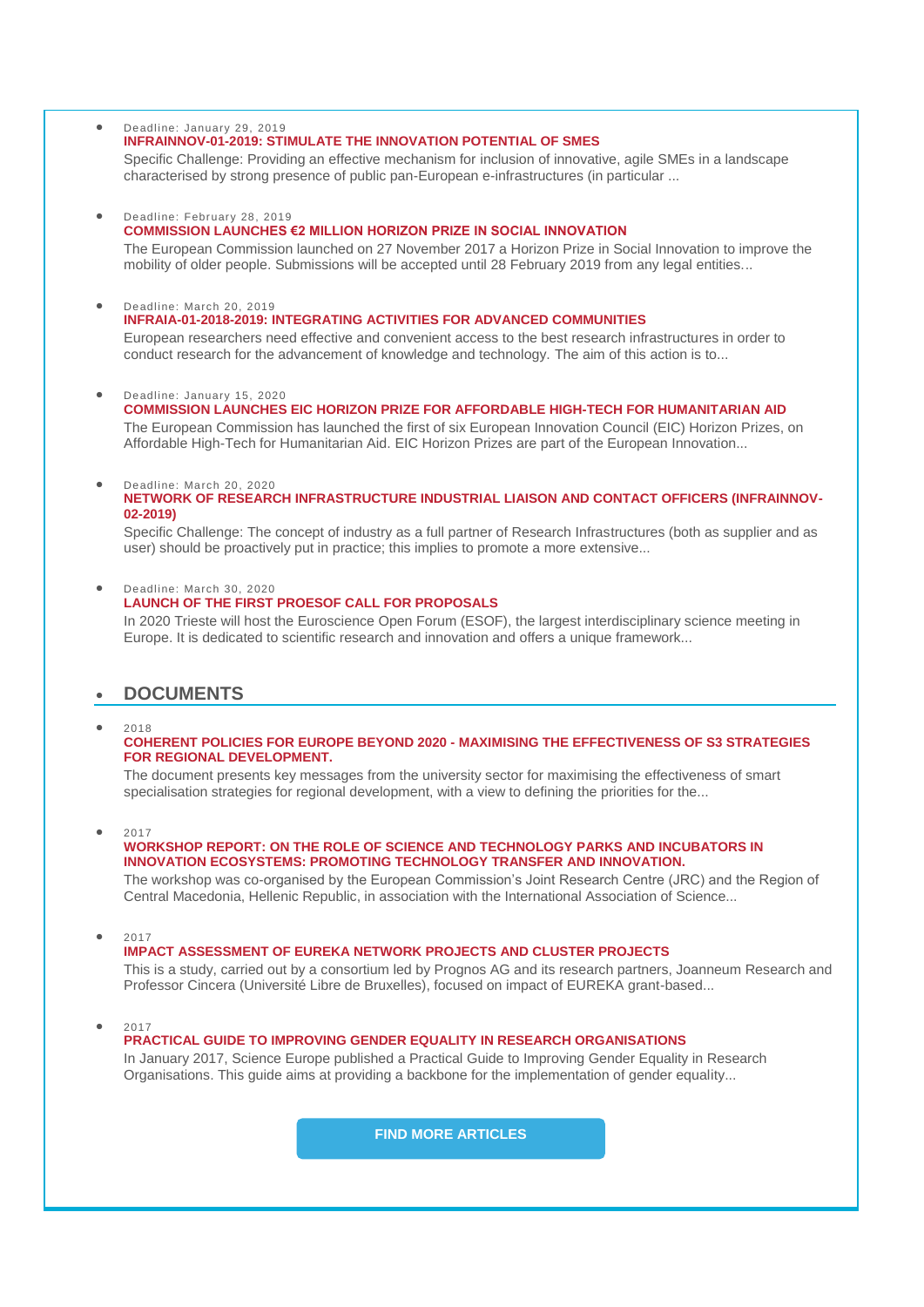- Deadline: January 29, 2019

  **INFRAINNOV-01-2019: STIMULATE THE INNOVATION POTENTIAL OF SMES**

  Specific Challenge: Providing an effective mechanism for inclusion of innovative, agile SMEs in a landscape characterised by strong presence of public pan-European e-infrastructures (in particular ...

- Deadline: February 28, 2019

  **COMMISSION LAUNCHES €2 MILLION HORIZON PRIZE IN SOCIAL INNOVATION**

  The European Commission launched on 27 November 2017 a Horizon Prize in Social Innovation to improve the mobility of older people. Submissions will be accepted until 28 February 2019 from any legal entities...

- Deadline: March 20, 2019

  **INFRAIA-01-2018-2019: INTEGRATING ACTIVITIES FOR ADVANCED COMMUNITIES**

  European researchers need effective and convenient access to the best research infrastructures in order to conduct research for the advancement of knowledge and technology. The aim of this action is to...

- Deadline: January 15, 2020

  **COMMISSION LAUNCHES EIC HORIZON PRIZE FOR AFFORDABLE HIGH-TECH FOR HUMANITARIAN AID**

  The European Commission has launched the first of six European Innovation Council (EIC) Horizon Prizes, on Affordable High-Tech for Humanitarian Aid. EIC Horizon Prizes are part of the European Innovation...

- Deadline: March 20, 2020

  **NETWORK OF RESEARCH INFRASTRUCTURE INDUSTRIAL LIAISON AND CONTACT OFFICERS (INFRAINNOV-02-2019)**

  Specific Challenge: The concept of industry as a full partner of Research Infrastructures (both as supplier and as user) should be proactively put in practice; this implies to promote a more extensive...

- Deadline: March 30, 2020

  **LAUNCH OF THE FIRST PROESOF CALL FOR PROPOSALS**

  In 2020 Trieste will host the Euroscience Open Forum (ESOF), the largest interdisciplinary science meeting in Europe. It is dedicated to scientific research and innovation and offers a unique framework...

## DOCUMENTS

- 2018

  **COHERENT POLICIES FOR EUROPE BEYOND 2020 - MAXIMISING THE EFFECTIVENESS OF S3 STRATEGIES FOR REGIONAL DEVELOPMENT.**

  The document presents key messages from the university sector for maximising the effectiveness of smart specialisation strategies for regional development, with a view to defining the priorities for the...

- 2017

  **WORKSHOP REPORT: ON THE ROLE OF SCIENCE AND TECHNOLOGY PARKS AND INCUBATORS IN INNOVATION ECOSYSTEMS: PROMOTING TECHNOLOGY TRANSFER AND INNOVATION.**

  The workshop was co-organised by the European Commission's Joint Research Centre (JRC) and the Region of Central Macedonia, Hellenic Republic, in association with the International Association of Science...

- 2017

  **IMPACT ASSESSMENT OF EUREKA NETWORK PROJECTS AND CLUSTER PROJECTS**

  This is a study, carried out by a consortium led by Prognos AG and its research partners, Joanneum Research and Professor Cincera (Université Libre de Bruxelles), focused on impact of EUREKA grant-based...

- 2017

  **PRACTICAL GUIDE TO IMPROVING GENDER EQUALITY IN RESEARCH ORGANISATIONS**

  In January 2017, Science Europe published a Practical Guide to Improving Gender Equality in Research Organisations. This guide aims at providing a backbone for the implementation of gender equality...

**FIND MORE ARTICLES**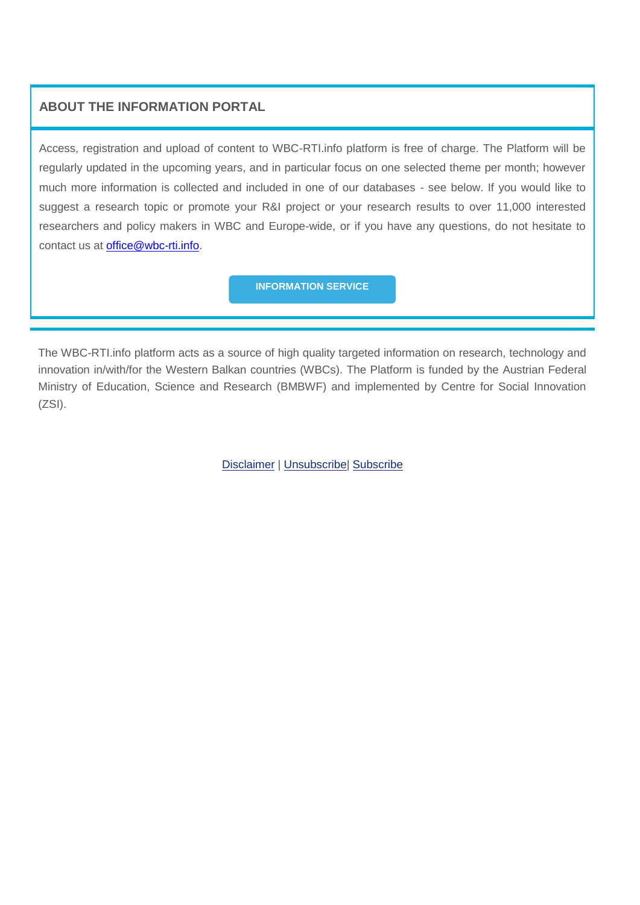## ABOUT THE INFORMATION PORTAL

Access, registration and upload of content to WBC-RTI.info platform is free of charge. The Platform will be regularly updated in the upcoming years, and in particular focus on one selected theme per month; however much more information is collected and included in one of our databases - see below. If you would like to suggest a research topic or promote your R&I project or your research results to over 11,000 interested researchers and policy makers in WBC and Europe-wide, or if you have any questions, do not hesitate to contact us at office@wbc-rti.info.

INFORMATION SERVICE

The WBC-RTI.info platform acts as a source of high quality targeted information on research, technology and innovation in/with/for the Western Balkan countries (WBCs). The Platform is funded by the Austrian Federal Ministry of Education, Science and Research (BMBWF) and implemented by Centre for Social Innovation (ZSI).

Disclaimer | Unsubscribe| Subscribe